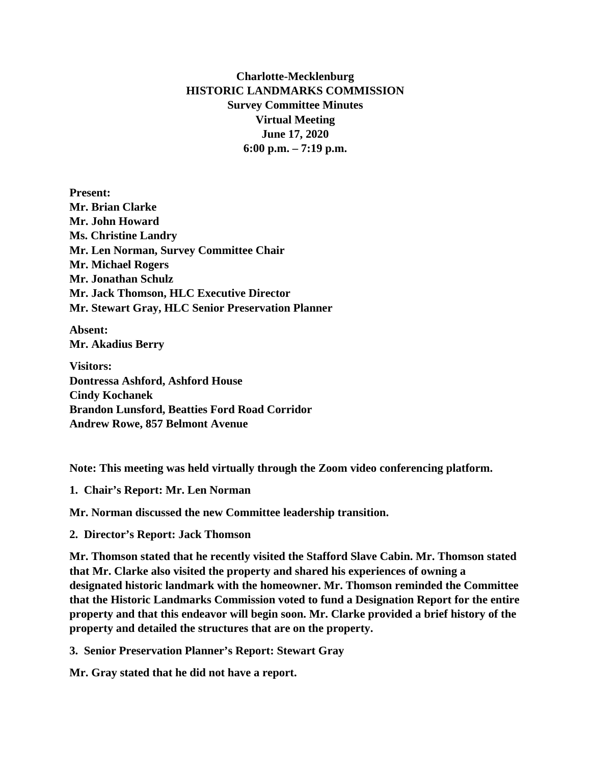**Charlotte-Mecklenburg**
**HISTORIC LANDMARKS COMMISSION**
**Survey Committee Minutes**
**Virtual Meeting**
**June 17, 2020**
**6:00 p.m. – 7:19 p.m.**

**Present:**
**Mr. Brian Clarke**
**Mr. John Howard**
**Ms. Christine Landry**
**Mr. Len Norman, Survey Committee Chair**
**Mr. Michael Rogers**
**Mr. Jonathan Schulz**
**Mr. Jack Thomson, HLC Executive Director**
**Mr. Stewart Gray, HLC Senior Preservation Planner**

**Absent:**
**Mr. Akadius Berry**

**Visitors:**
**Dontressa Ashford, Ashford House**
**Cindy Kochanek**
**Brandon Lunsford, Beatties Ford Road Corridor**
**Andrew Rowe, 857 Belmont Avenue**

**Note: This meeting was held virtually through the Zoom video conferencing platform.**

**1. Chair's Report: Mr. Len Norman**

**Mr. Norman discussed the new Committee leadership transition.**

**2. Director's Report: Jack Thomson**

**Mr. Thomson stated that he recently visited the Stafford Slave Cabin. Mr. Thomson stated that Mr. Clarke also visited the property and shared his experiences of owning a designated historic landmark with the homeowner. Mr. Thomson reminded the Committee that the Historic Landmarks Commission voted to fund a Designation Report for the entire property and that this endeavor will begin soon. Mr. Clarke provided a brief history of the property and detailed the structures that are on the property.**

**3. Senior Preservation Planner's Report: Stewart Gray**

**Mr. Gray stated that he did not have a report.**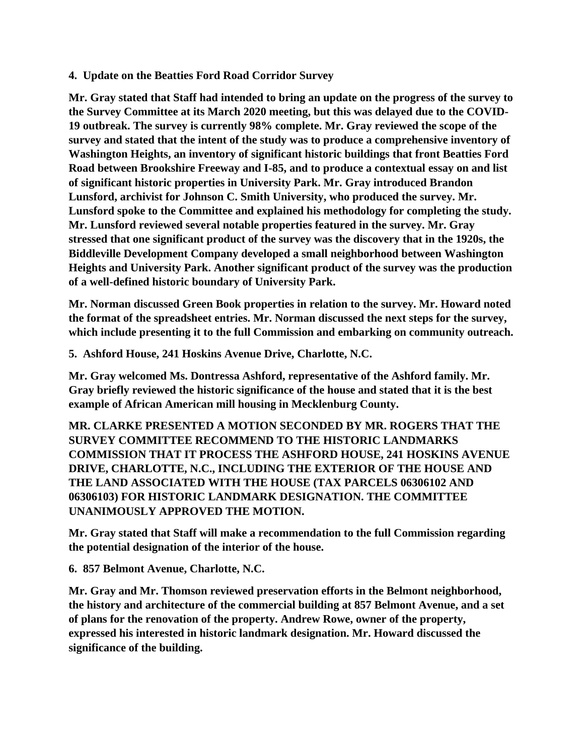**4. Update on the Beatties Ford Road Corridor Survey**

**Mr. Gray stated that Staff had intended to bring an update on the progress of the survey to the Survey Committee at its March 2020 meeting, but this was delayed due to the COVID-19 outbreak. The survey is currently 98% complete. Mr. Gray reviewed the scope of the survey and stated that the intent of the study was to produce a comprehensive inventory of Washington Heights, an inventory of significant historic buildings that front Beatties Ford Road between Brookshire Freeway and I-85, and to produce a contextual essay on and list of significant historic properties in University Park. Mr. Gray introduced Brandon Lunsford, archivist for Johnson C. Smith University, who produced the survey. Mr. Lunsford spoke to the Committee and explained his methodology for completing the study. Mr. Lunsford reviewed several notable properties featured in the survey. Mr. Gray stressed that one significant product of the survey was the discovery that in the 1920s, the Biddleville Development Company developed a small neighborhood between Washington Heights and University Park. Another significant product of the survey was the production of a well-defined historic boundary of University Park.**

**Mr. Norman discussed Green Book properties in relation to the survey. Mr. Howard noted the format of the spreadsheet entries. Mr. Norman discussed the next steps for the survey, which include presenting it to the full Commission and embarking on community outreach.**

**5. Ashford House, 241 Hoskins Avenue Drive, Charlotte, N.C.**

**Mr. Gray welcomed Ms. Dontressa Ashford, representative of the Ashford family. Mr. Gray briefly reviewed the historic significance of the house and stated that it is the best example of African American mill housing in Mecklenburg County.**

**MR. CLARKE PRESENTED A MOTION SECONDED BY MR. ROGERS THAT THE SURVEY COMMITTEE RECOMMEND TO THE HISTORIC LANDMARKS COMMISSION THAT IT PROCESS THE ASHFORD HOUSE, 241 HOSKINS AVENUE DRIVE, CHARLOTTE, N.C., INCLUDING THE EXTERIOR OF THE HOUSE AND THE LAND ASSOCIATED WITH THE HOUSE (TAX PARCELS 06306102 AND 06306103) FOR HISTORIC LANDMARK DESIGNATION. THE COMMITTEE UNANIMOUSLY APPROVED THE MOTION.**

**Mr. Gray stated that Staff will make a recommendation to the full Commission regarding the potential designation of the interior of the house.**

**6. 857 Belmont Avenue, Charlotte, N.C.**

**Mr. Gray and Mr. Thomson reviewed preservation efforts in the Belmont neighborhood, the history and architecture of the commercial building at 857 Belmont Avenue, and a set of plans for the renovation of the property. Andrew Rowe, owner of the property, expressed his interested in historic landmark designation. Mr. Howard discussed the significance of the building.**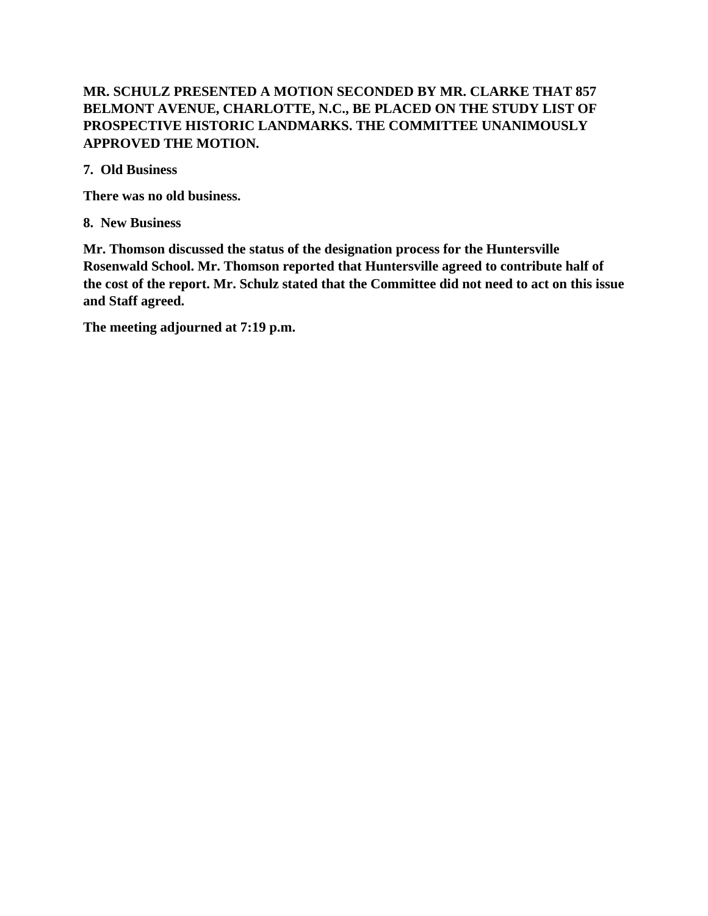**MR. SCHULZ PRESENTED A MOTION SECONDED BY MR. CLARKE THAT 857 BELMONT AVENUE, CHARLOTTE, N.C., BE PLACED ON THE STUDY LIST OF PROSPECTIVE HISTORIC LANDMARKS. THE COMMITTEE UNANIMOUSLY APPROVED THE MOTION.**

**7. Old Business**

**There was no old business.**

**8. New Business**

**Mr. Thomson discussed the status of the designation process for the Huntersville Rosenwald School. Mr. Thomson reported that Huntersville agreed to contribute half of the cost of the report. Mr. Schulz stated that the Committee did not need to act on this issue and Staff agreed.**

**The meeting adjourned at 7:19 p.m.**